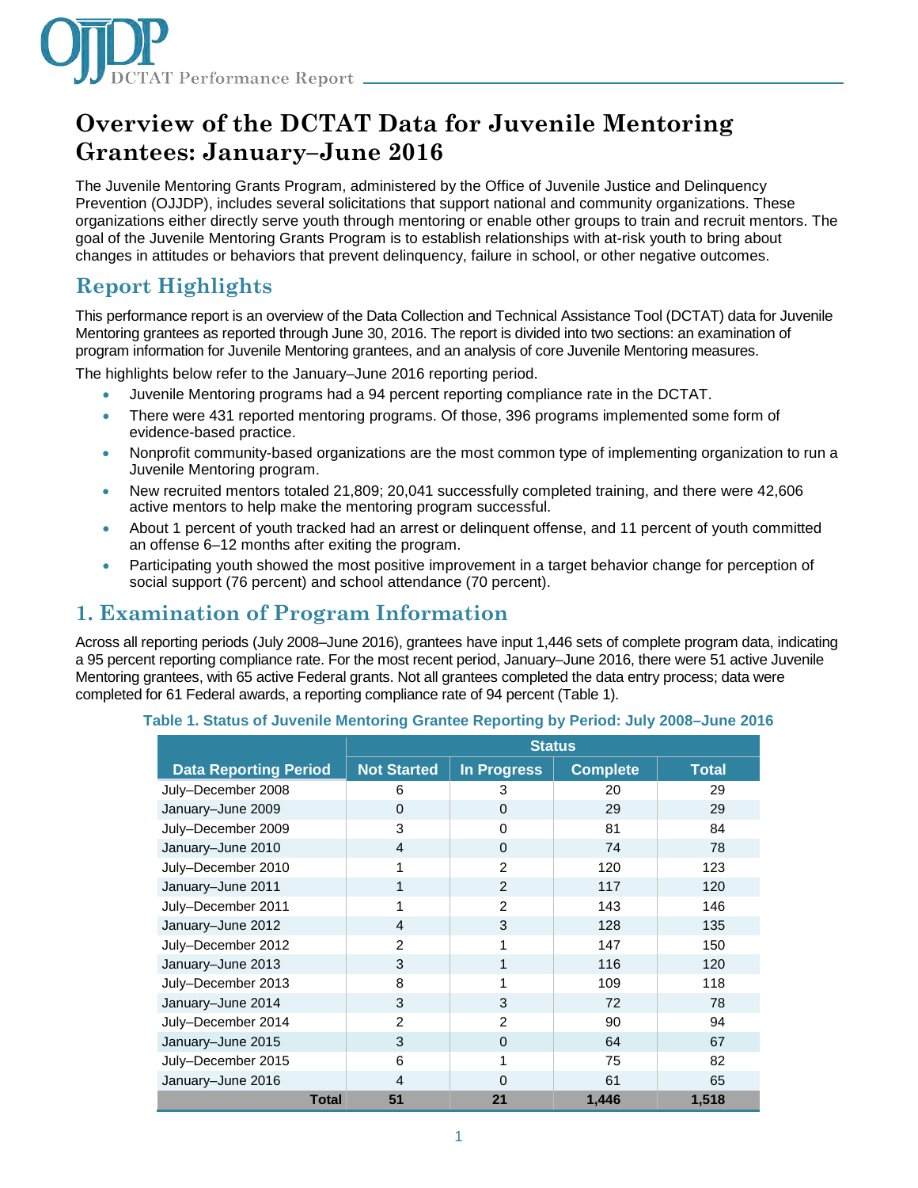# Overview of the DCTAT Data for Juvenile Mentoring Grantees: January–June 2016

The Juvenile Mentoring Grants Program, administered by the Office of Juvenile Justice and Delinquency Prevention (OJJDP), includes several solicitations that support national and community organizations. These organizations either directly serve youth through mentoring or enable other groups to train and recruit mentors. The goal of the Juvenile Mentoring Grants Program is to establish relationships with at-risk youth to bring about changes in attitudes or behaviors that prevent delinquency, failure in school, or other negative outcomes.

## Report Highlights

This performance report is an overview of the Data Collection and Technical Assistance Tool (DCTAT) data for Juvenile Mentoring grantees as reported through June 30, 2016. The report is divided into two sections: an examination of program information for Juvenile Mentoring grantees, and an analysis of core Juvenile Mentoring measures.

The highlights below refer to the January–June 2016 reporting period.

- Juvenile Mentoring programs had a 94 percent reporting compliance rate in the DCTAT.
- There were 431 reported mentoring programs. Of those, 396 programs implemented some form of evidence-based practice.
- Nonprofit community-based organizations are the most common type of implementing organization to run a Juvenile Mentoring program.
- New recruited mentors totaled 21,809; 20,041 successfully completed training, and there were 42,606 active mentors to help make the mentoring program successful.
- About 1 percent of youth tracked had an arrest or delinquent offense, and 11 percent of youth committed an offense 6–12 months after exiting the program.
- Participating youth showed the most positive improvement in a target behavior change for perception of social support (76 percent) and school attendance (70 percent).

## 1. Examination of Program Information

Across all reporting periods (July 2008–June 2016), grantees have input 1,446 sets of complete program data, indicating a 95 percent reporting compliance rate. For the most recent period, January–June 2016, there were 51 active Juvenile Mentoring grantees, with 65 active Federal grants. Not all grantees completed the data entry process; data were completed for 61 Federal awards, a reporting compliance rate of 94 percent (Table 1).

**Table 1. Status of Juvenile Mentoring Grantee Reporting by Period: July 2008–June 2016**

| | Status | | | |
|---|---|---|---|---|
| **Data Reporting Period** | **Not Started** | **In Progress** | **Complete** | **Total** |
| July–December 2008 | 6 | 3 | 20 | 29 |
| January–June 2009 | 0 | 0 | 29 | 29 |
| July–December 2009 | 3 | 0 | 81 | 84 |
| January–June 2010 | 4 | 0 | 74 | 78 |
| July–December 2010 | 1 | 2 | 120 | 123 |
| January–June 2011 | 1 | 2 | 117 | 120 |
| July–December 2011 | 1 | 2 | 143 | 146 |
| January–June 2012 | 4 | 3 | 128 | 135 |
| July–December 2012 | 2 | 1 | 147 | 150 |
| January–June 2013 | 3 | 1 | 116 | 120 |
| July–December 2013 | 8 | 1 | 109 | 118 |
| January–June 2014 | 3 | 3 | 72 | 78 |
| July–December 2014 | 2 | 2 | 90 | 94 |
| January–June 2015 | 3 | 0 | 64 | 67 |
| July–December 2015 | 6 | 1 | 75 | 82 |
| January–June 2016 | 4 | 0 | 61 | 65 |
| **Total** | **51** | **21** | **1,446** | **1,518** |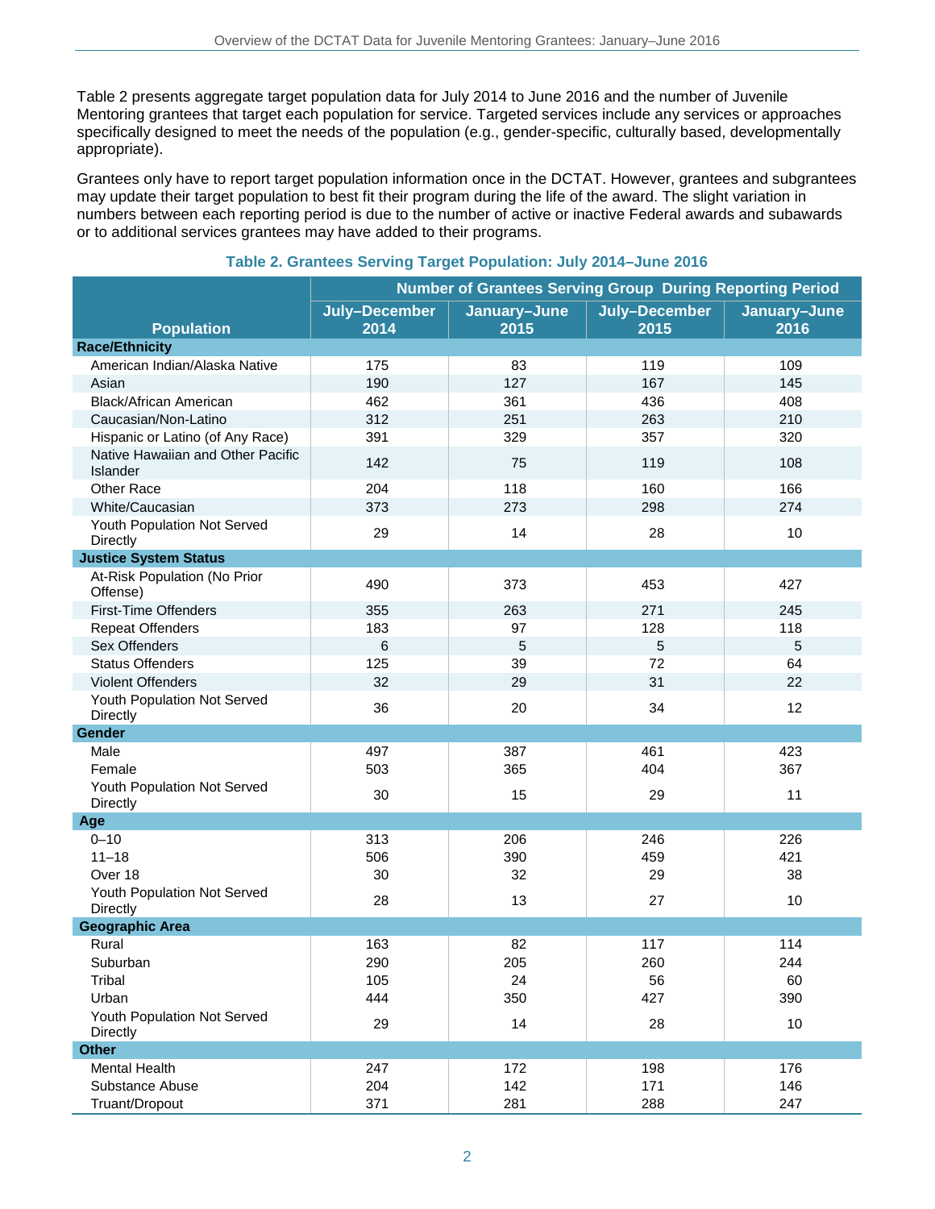Table 2 presents aggregate target population data for July 2014 to June 2016 and the number of Juvenile Mentoring grantees that target each population for service. Targeted services include any services or approaches specifically designed to meet the needs of the population (e.g., gender-specific, culturally based, developmentally appropriate).

Grantees only have to report target population information once in the DCTAT. However, grantees and subgrantees may update their target population to best fit their program during the life of the award. The slight variation in numbers between each reporting period is due to the number of active or inactive Federal awards and subawards or to additional services grantees may have added to their programs.

**Table 2. Grantees Serving Target Population: July 2014–June 2016**

| Population | Number of Grantees Serving Group During Reporting Period | | | |
|---|---|---|---|---|
| | July–December 2014 | January–June 2015 | July–December 2015 | January–June 2016 |
| **Race/Ethnicity** | | | | |
| American Indian/Alaska Native | 175 | 83 | 119 | 109 |
| Asian | 190 | 127 | 167 | 145 |
| Black/African American | 462 | 361 | 436 | 408 |
| Caucasian/Non-Latino | 312 | 251 | 263 | 210 |
| Hispanic or Latino (of Any Race) | 391 | 329 | 357 | 320 |
| Native Hawaiian and Other Pacific Islander | 142 | 75 | 119 | 108 |
| Other Race | 204 | 118 | 160 | 166 |
| White/Caucasian | 373 | 273 | 298 | 274 |
| Youth Population Not Served Directly | 29 | 14 | 28 | 10 |
| **Justice System Status** | | | | |
| At-Risk Population (No Prior Offense) | 490 | 373 | 453 | 427 |
| First-Time Offenders | 355 | 263 | 271 | 245 |
| Repeat Offenders | 183 | 97 | 128 | 118 |
| Sex Offenders | 6 | 5 | 5 | 5 |
| Status Offenders | 125 | 39 | 72 | 64 |
| Violent Offenders | 32 | 29 | 31 | 22 |
| Youth Population Not Served Directly | 36 | 20 | 34 | 12 |
| **Gender** | | | | |
| Male | 497 | 387 | 461 | 423 |
| Female | 503 | 365 | 404 | 367 |
| Youth Population Not Served Directly | 30 | 15 | 29 | 11 |
| **Age** | | | | |
| 0–10 | 313 | 206 | 246 | 226 |
| 11–18 | 506 | 390 | 459 | 421 |
| Over 18 | 30 | 32 | 29 | 38 |
| Youth Population Not Served Directly | 28 | 13 | 27 | 10 |
| **Geographic Area** | | | | |
| Rural | 163 | 82 | 117 | 114 |
| Suburban | 290 | 205 | 260 | 244 |
| Tribal | 105 | 24 | 56 | 60 |
| Urban | 444 | 350 | 427 | 390 |
| Youth Population Not Served Directly | 29 | 14 | 28 | 10 |
| **Other** | | | | |
| Mental Health | 247 | 172 | 198 | 176 |
| Substance Abuse | 204 | 142 | 171 | 146 |
| Truant/Dropout | 371 | 281 | 288 | 247 |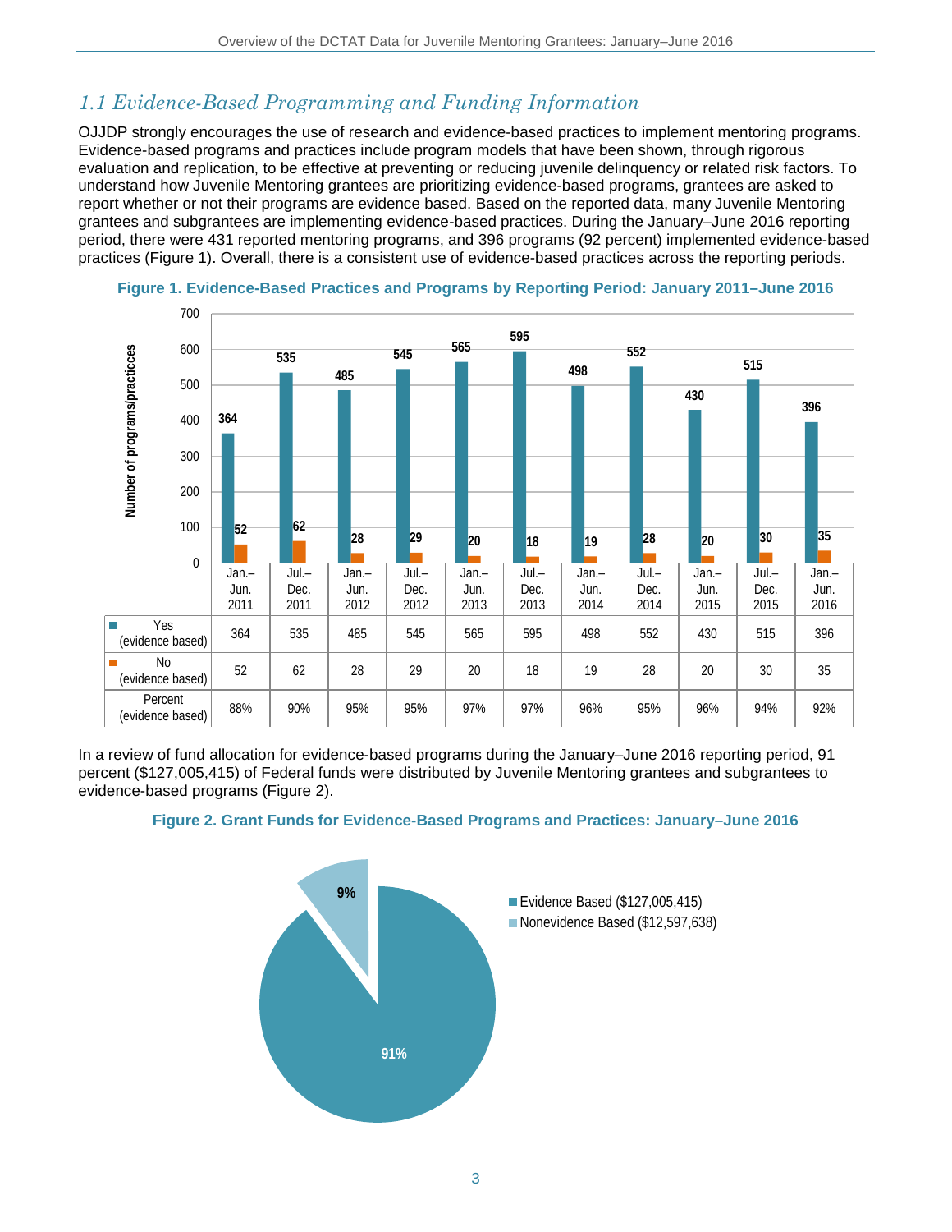## *1.1 Evidence-Based Programming and Funding Information*

OJJDP strongly encourages the use of research and evidence-based practices to implement mentoring programs. Evidence-based programs and practices include program models that have been shown, through rigorous evaluation and replication, to be effective at preventing or reducing juvenile delinquency or related risk factors. To understand how Juvenile Mentoring grantees are prioritizing evidence-based programs, grantees are asked to report whether or not their programs are evidence based. Based on the reported data, many Juvenile Mentoring grantees and subgrantees are implementing evidence-based practices. During the January–June 2016 reporting period, there were 431 reported mentoring programs, and 396 programs (92 percent) implemented evidence-based practices (Figure 1). Overall, there is a consistent use of evidence-based practices across the reporting periods.

**Figure 1. Evidence-Based Practices and Programs by Reporting Period: January 2011–June 2016**

| | Jan.–Jun. 2011 | Jul.–Dec. 2011 | Jan.–Jun. 2012 | Jul.–Dec. 2012 | Jan.–Jun. 2013 | Jul.–Dec. 2013 | Jan.–Jun. 2014 | Jul.–Dec. 2014 | Jan.–Jun. 2015 | Jul.–Dec. 2015 | Jan.–Jun. 2016 |
|---|---|---|---|---|---|---|---|---|---|---|---|
| Yes (evidence based) | 364 | 535 | 485 | 545 | 565 | 595 | 498 | 552 | 430 | 515 | 396 |
| No (evidence based) | 52 | 62 | 28 | 29 | 20 | 18 | 19 | 28 | 20 | 30 | 35 |
| Percent (evidence based) | 88% | 90% | 95% | 95% | 97% | 97% | 96% | 95% | 96% | 94% | 92% |

In a review of fund allocation for evidence-based programs during the January–June 2016 reporting period, 91 percent ($127,005,415) of Federal funds were distributed by Juvenile Mentoring grantees and subgrantees to evidence-based programs (Figure 2).

**Figure 2. Grant Funds for Evidence-Based Programs and Practices: January–June 2016**

| Category | Amount | Percent |
|---|---|---|
| Evidence Based | $127,005,415 | 91% |
| Nonevidence Based | $12,597,638 | 9% |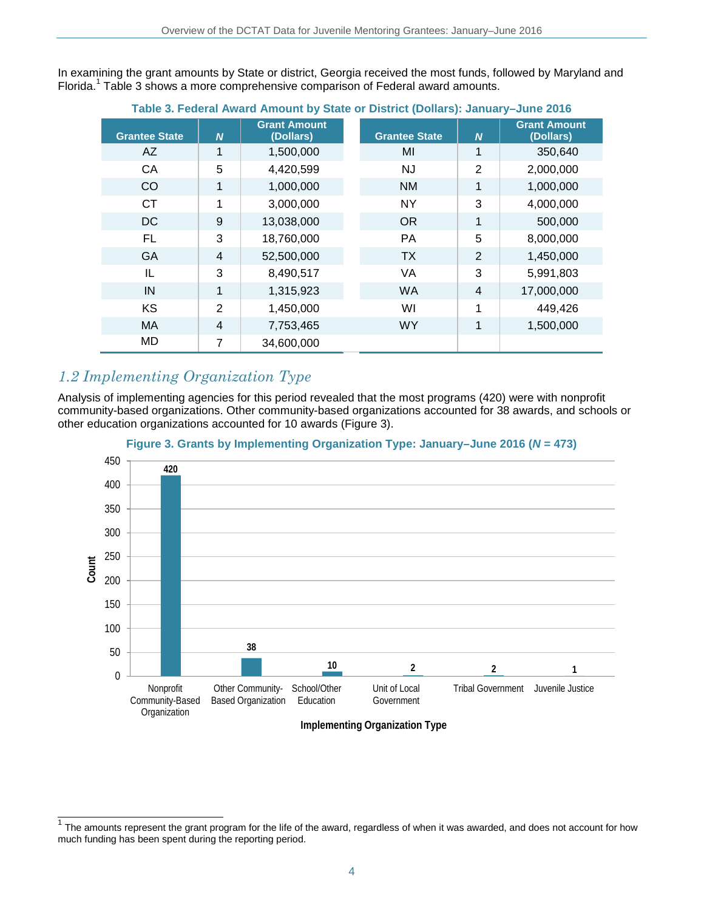In examining the grant amounts by State or district, Georgia received the most funds, followed by Maryland and Florida.[1] Table 3 shows a more comprehensive comparison of Federal award amounts.

**Table 3. Federal Award Amount by State or District (Dollars): January–June 2016**

| Grantee State | *N* | Grant Amount (Dollars) | Grantee State | *N* | Grant Amount (Dollars) |
|---|---|---|---|---|---|
| AZ | 1 | 1,500,000 | MI | 1 | 350,640 |
| CA | 5 | 4,420,599 | NJ | 2 | 2,000,000 |
| CO | 1 | 1,000,000 | NM | 1 | 1,000,000 |
| CT | 1 | 3,000,000 | NY | 3 | 4,000,000 |
| DC | 9 | 13,038,000 | OR | 1 | 500,000 |
| FL | 3 | 18,760,000 | PA | 5 | 8,000,000 |
| GA | 4 | 52,500,000 | TX | 2 | 1,450,000 |
| IL | 3 | 8,490,517 | VA | 3 | 5,991,803 |
| IN | 1 | 1,315,923 | WA | 4 | 17,000,000 |
| KS | 2 | 1,450,000 | WI | 1 | 449,426 |
| MA | 4 | 7,753,465 | WY | 1 | 1,500,000 |
| MD | 7 | 34,600,000 | | | |

## *1.2 Implementing Organization Type*

Analysis of implementing agencies for this period revealed that the most programs (420) were with nonprofit community-based organizations. Other community-based organizations accounted for 38 awards, and schools or other education organizations accounted for 10 awards (Figure 3).

**Figure 3. Grants by Implementing Organization Type: January–June 2016 (*N* = 473)**

| Implementing Organization Type | Count |
|---|---|
| Nonprofit Community-Based Organization | 420 |
| Other Community-Based Organization | 38 |
| School/Other Education | 10 |
| Unit of Local Government | 2 |
| Tribal Government | 2 |
| Juvenile Justice | 1 |

[1] The amounts represent the grant program for the life of the award, regardless of when it was awarded, and does not account for how much funding has been spent during the reporting period.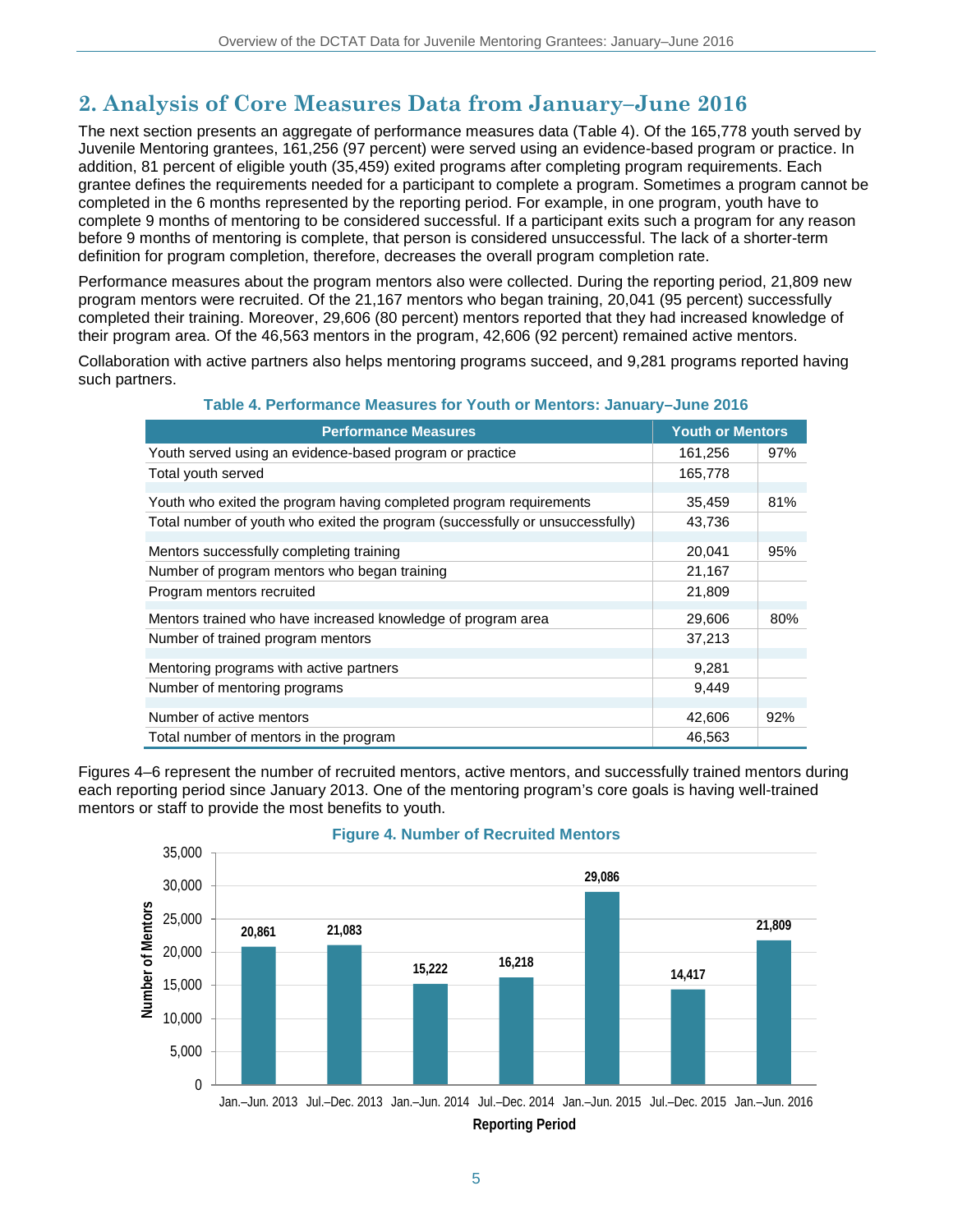## 2. Analysis of Core Measures Data from January–June 2016

The next section presents an aggregate of performance measures data (Table 4). Of the 165,778 youth served by Juvenile Mentoring grantees, 161,256 (97 percent) were served using an evidence-based program or practice. In addition, 81 percent of eligible youth (35,459) exited programs after completing program requirements. Each grantee defines the requirements needed for a participant to complete a program. Sometimes a program cannot be completed in the 6 months represented by the reporting period. For example, in one program, youth have to complete 9 months of mentoring to be considered successful. If a participant exits such a program for any reason before 9 months of mentoring is complete, that person is considered unsuccessful. The lack of a shorter-term definition for program completion, therefore, decreases the overall program completion rate.

Performance measures about the program mentors also were collected. During the reporting period, 21,809 new program mentors were recruited. Of the 21,167 mentors who began training, 20,041 (95 percent) successfully completed their training. Moreover, 29,606 (80 percent) mentors reported that they had increased knowledge of their program area. Of the 46,563 mentors in the program, 42,606 (92 percent) remained active mentors.

Collaboration with active partners also helps mentoring programs succeed, and 9,281 programs reported having such partners.

**Table 4. Performance Measures for Youth or Mentors: January–June 2016**

| Performance Measures | Youth or Mentors | |
|---|---|---|
| Youth served using an evidence-based program or practice | 161,256 | 97% |
| Total youth served | 165,778 | |
| Youth who exited the program having completed program requirements | 35,459 | 81% |
| Total number of youth who exited the program (successfully or unsuccessfully) | 43,736 | |
| Mentors successfully completing training | 20,041 | 95% |
| Number of program mentors who began training | 21,167 | |
| Program mentors recruited | 21,809 | |
| Mentors trained who have increased knowledge of program area | 29,606 | 80% |
| Number of trained program mentors | 37,213 | |
| Mentoring programs with active partners | 9,281 | |
| Number of mentoring programs | 9,449 | |
| Number of active mentors | 42,606 | 92% |
| Total number of mentors in the program | 46,563 | |

Figures 4–6 represent the number of recruited mentors, active mentors, and successfully trained mentors during each reporting period since January 2013. One of the mentoring program's core goals is having well-trained mentors or staff to provide the most benefits to youth.

**Figure 4. Number of Recruited Mentors**

| Reporting Period | Number of Mentors |
|---|---|
| Jan.–Jun. 2013 | 20,861 |
| Jul.–Dec. 2013 | 21,083 |
| Jan.–Jun. 2014 | 15,222 |
| Jul.–Dec. 2014 | 16,218 |
| Jan.–Jun. 2015 | 29,086 |
| Jul.–Dec. 2015 | 14,417 |
| Jan.–Jun. 2016 | 21,809 |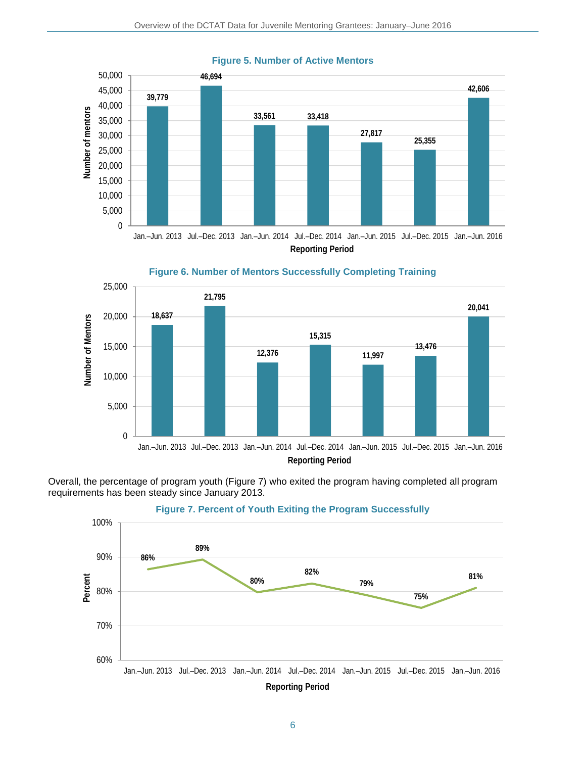**Figure 5. Number of Active Mentors**

| Reporting Period | Number of mentors |
|---|---|
| Jan.–Jun. 2013 | 39,779 |
| Jul.–Dec. 2013 | 46,694 |
| Jan.–Jun. 2014 | 33,561 |
| Jul.–Dec. 2014 | 33,418 |
| Jan.–Jun. 2015 | 27,817 |
| Jul.–Dec. 2015 | 25,355 |
| Jan.–Jun. 2016 | 42,606 |

**Figure 6. Number of Mentors Successfully Completing Training**

| Reporting Period | Number of Mentors |
|---|---|
| Jan.–Jun. 2013 | 18,637 |
| Jul.–Dec. 2013 | 21,795 |
| Jan.–Jun. 2014 | 12,376 |
| Jul.–Dec. 2014 | 15,315 |
| Jan.–Jun. 2015 | 11,997 |
| Jul.–Dec. 2015 | 13,476 |
| Jan.–Jun. 2016 | 20,041 |

Overall, the percentage of program youth (Figure 7) who exited the program having completed all program requirements has been steady since January 2013.

**Figure 7. Percent of Youth Exiting the Program Successfully**

| Reporting Period | Percent |
|---|---|
| Jan.–Jun. 2013 | 86% |
| Jul.–Dec. 2013 | 89% |
| Jan.–Jun. 2014 | 80% |
| Jul.–Dec. 2014 | 82% |
| Jan.–Jun. 2015 | 79% |
| Jul.–Dec. 2015 | 75% |
| Jan.–Jun. 2016 | 81% |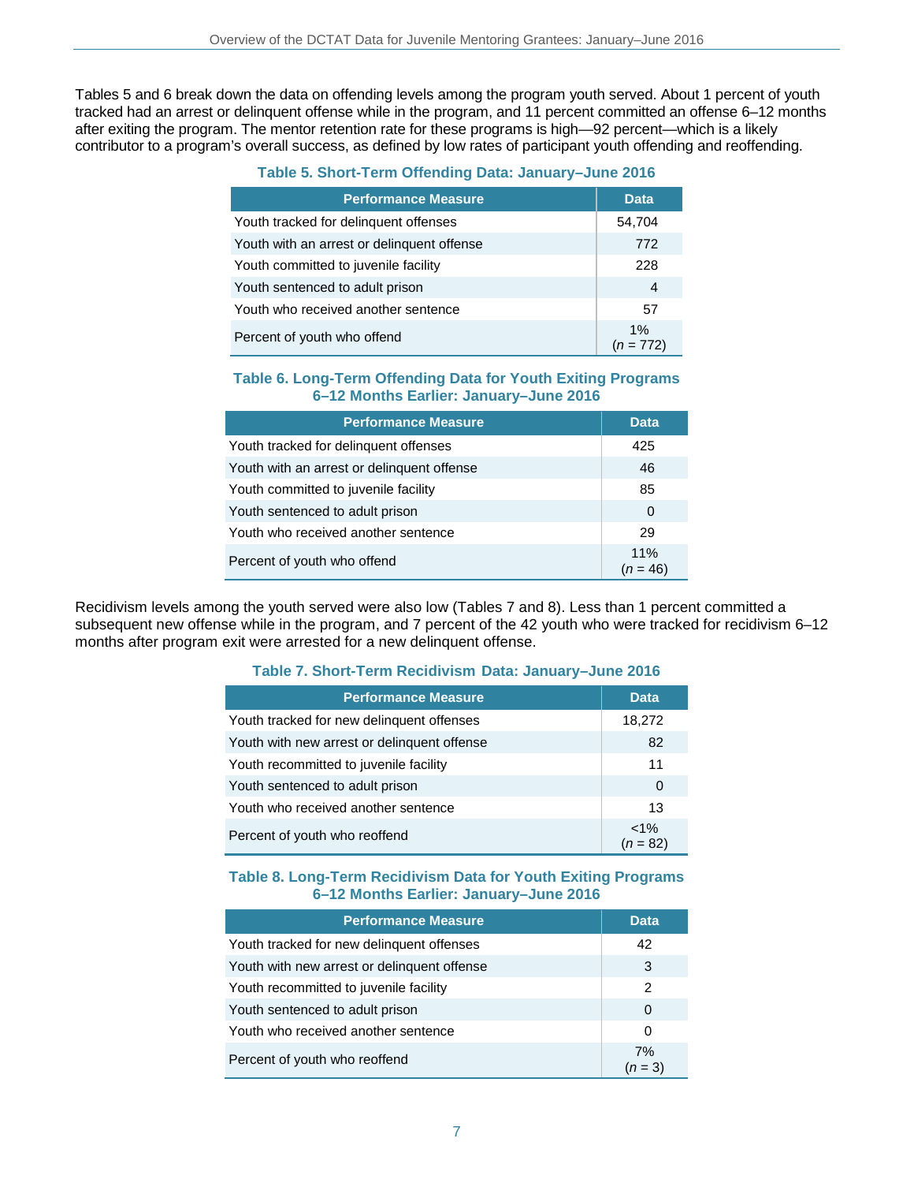Tables 5 and 6 break down the data on offending levels among the program youth served. About 1 percent of youth tracked had an arrest or delinquent offense while in the program, and 11 percent committed an offense 6–12 months after exiting the program. The mentor retention rate for these programs is high—92 percent—which is a likely contributor to a program's overall success, as defined by low rates of participant youth offending and reoffending.

**Table 5. Short-Term Offending Data: January–June 2016**

| Performance Measure | Data |
|---|---|
| Youth tracked for delinquent offenses | 54,704 |
| Youth with an arrest or delinquent offense | 772 |
| Youth committed to juvenile facility | 228 |
| Youth sentenced to adult prison | 4 |
| Youth who received another sentence | 57 |
| Percent of youth who offend | 1% (*n* = 772) |

**Table 6. Long-Term Offending Data for Youth Exiting Programs 6–12 Months Earlier: January–June 2016**

| Performance Measure | Data |
|---|---|
| Youth tracked for delinquent offenses | 425 |
| Youth with an arrest or delinquent offense | 46 |
| Youth committed to juvenile facility | 85 |
| Youth sentenced to adult prison | 0 |
| Youth who received another sentence | 29 |
| Percent of youth who offend | 11% (*n* = 46) |

Recidivism levels among the youth served were also low (Tables 7 and 8). Less than 1 percent committed a subsequent new offense while in the program, and 7 percent of the 42 youth who were tracked for recidivism 6–12 months after program exit were arrested for a new delinquent offense.

**Table 7. Short-Term Recidivism Data: January–June 2016**

| Performance Measure | Data |
|---|---|
| Youth tracked for new delinquent offenses | 18,272 |
| Youth with new arrest or delinquent offense | 82 |
| Youth recommitted to juvenile facility | 11 |
| Youth sentenced to adult prison | 0 |
| Youth who received another sentence | 13 |
| Percent of youth who reoffend | <1% (*n* = 82) |

**Table 8. Long-Term Recidivism Data for Youth Exiting Programs 6–12 Months Earlier: January–June 2016**

| Performance Measure | Data |
|---|---|
| Youth tracked for new delinquent offenses | 42 |
| Youth with new arrest or delinquent offense | 3 |
| Youth recommitted to juvenile facility | 2 |
| Youth sentenced to adult prison | 0 |
| Youth who received another sentence | 0 |
| Percent of youth who reoffend | 7% (*n* = 3) |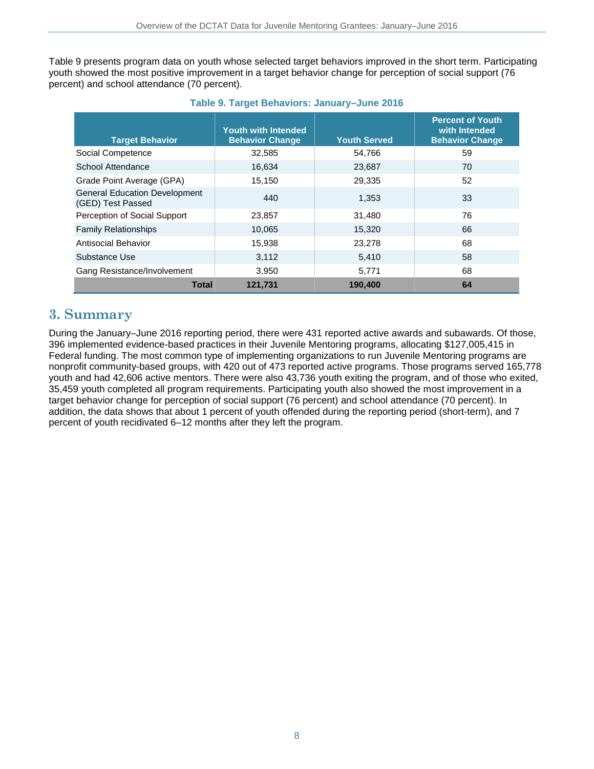Table 9 presents program data on youth whose selected target behaviors improved in the short term. Participating youth showed the most positive improvement in a target behavior change for perception of social support (76 percent) and school attendance (70 percent).

**Table 9. Target Behaviors: January–June 2016**

| Target Behavior | Youth with Intended Behavior Change | Youth Served | Percent of Youth with Intended Behavior Change |
|---|---|---|---|
| Social Competence | 32,585 | 54,766 | 59 |
| School Attendance | 16,634 | 23,687 | 70 |
| Grade Point Average (GPA) | 15,150 | 29,335 | 52 |
| General Education Development (GED) Test Passed | 440 | 1,353 | 33 |
| Perception of Social Support | 23,857 | 31,480 | 76 |
| Family Relationships | 10,065 | 15,320 | 66 |
| Antisocial Behavior | 15,938 | 23,278 | 68 |
| Substance Use | 3,112 | 5,410 | 58 |
| Gang Resistance/Involvement | 3,950 | 5,771 | 68 |
| **Total** | **121,731** | **190,400** | **64** |

## 3. Summary

During the January–June 2016 reporting period, there were 431 reported active awards and subawards. Of those, 396 implemented evidence-based practices in their Juvenile Mentoring programs, allocating $127,005,415 in Federal funding. The most common type of implementing organizations to run Juvenile Mentoring programs are nonprofit community-based groups, with 420 out of 473 reported active programs. Those programs served 165,778 youth and had 42,606 active mentors. There were also 43,736 youth exiting the program, and of those who exited, 35,459 youth completed all program requirements. Participating youth also showed the most improvement in a target behavior change for perception of social support (76 percent) and school attendance (70 percent). In addition, the data shows that about 1 percent of youth offended during the reporting period (short-term), and 7 percent of youth recidivated 6–12 months after they left the program.